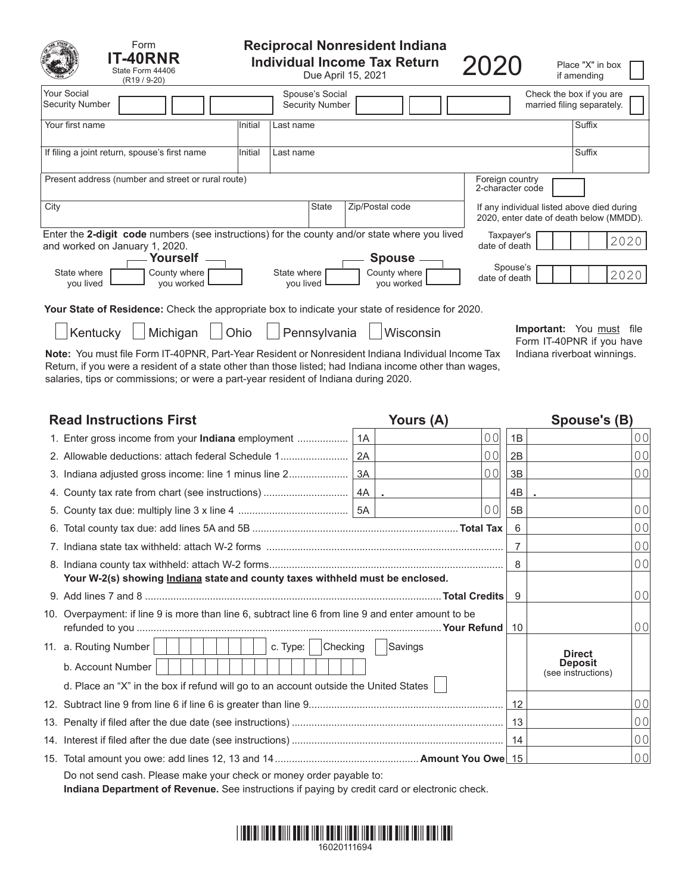Form **IT-40RNR**
State Form 44406
(R19 / 9-20)

# Reciprocal Nonresident Indiana Individual Income Tax Return

Due April 15, 2021

**2020**

Place "X" in box if amending ☐

| Your Social Security Number | | Spouse's Social Security Number | | Check the box if you are married filing separately. ☐ |
|---|---|---|---|---|

| Your first name | Initial | Last name | Suffix |
|---|---|---|---|
| If filing a joint return, spouse's first name | Initial | Last name | Suffix |

| Present address (number and street or rural route) | | | Foreign country 2-character code |
|---|---|---|---|
| City | State | Zip/Postal code | If any individual listed above died during 2020, enter date of death below (MMDD). |

Enter the **2-digit code** numbers (see instructions) for the county and/or state where you lived and worked on January 1, 2020.

| **Yourself** | | **Spouse** | |
|---|---|---|---|
| State where you lived | County where you worked | State where you lived | County where you worked |

Taxpayer's date of death: ____ 2020

Spouse's date of death: ____ 2020

**Your State of Residence:** Check the appropriate box to indicate your state of residence for 2020.

☐ Kentucky ☐ Michigan ☐ Ohio ☐ Pennsylvania ☐ Wisconsin

**Note:** You must file Form IT-40PNR, Part-Year Resident or Nonresident Indiana Individual Income Tax Return, if you were a resident of a state other than those listed; had Indiana income other than wages, salaries, tips or commissions; or were a part-year resident of Indiana during 2020.

**Important:** You must file Form IT-40PNR if you have Indiana riverboat winnings.

## Read Instructions First

| Line | | Yours (A) | | Spouse's (B) |
|---|---|---|---|---|
| 1. Enter gross income from your **Indiana** employment | 1A | 00 | 1B | 00 |
| 2. Allowable deductions: attach federal Schedule 1 | 2A | 00 | 2B | 00 |
| 3. Indiana adjusted gross income: line 1 minus line 2 | 3A | 00 | 3B | 00 |
| 4. County tax rate from chart (see instructions) | 4A | . | 4B | . |
| 5. County tax due: multiply line 3 x line 4 | 5A | 00 | 5B | 00 |

| Line | | |
|---|---|---|
| 6. Total county tax due: add lines 5A and 5B ........ **Total Tax** | 6 | 00 |
| 7. Indiana state tax withheld: attach W-2 forms | 7 | 00 |
| 8. Indiana county tax withheld: attach W-2 forms | 8 | 00 |
| **Your W-2(s) showing Indiana state and county taxes withheld must be enclosed.** | | |
| 9. Add lines 7 and 8 ........ **Total Credits** | 9 | 00 |
| 10. Overpayment: if line 9 is more than line 6, subtract line 6 from line 9 and enter amount to be refunded to you ........ **Your Refund** | 10 | 00 |
| 11. a. Routing Number ☐ c. Type: ☐ Checking ☐ Savings<br>b. Account Number ☐<br>d. Place an "X" in the box if refund will go to an account outside the United States ☐ | **Direct Deposit** (see instructions) | |
| 12. Subtract line 9 from line 6 if line 6 is greater than line 9 | 12 | 00 |
| 13. Penalty if filed after the due date (see instructions) | 13 | 00 |
| 14. Interest if filed after the due date (see instructions) | 14 | 00 |
| 15. Total amount you owe: add lines 12, 13 and 14 ........ **Amount You Owe** | 15 | 00 |

Do not send cash. Please make your check or money order payable to:
**Indiana Department of Revenue.** See instructions if paying by credit card or electronic check.

16020111694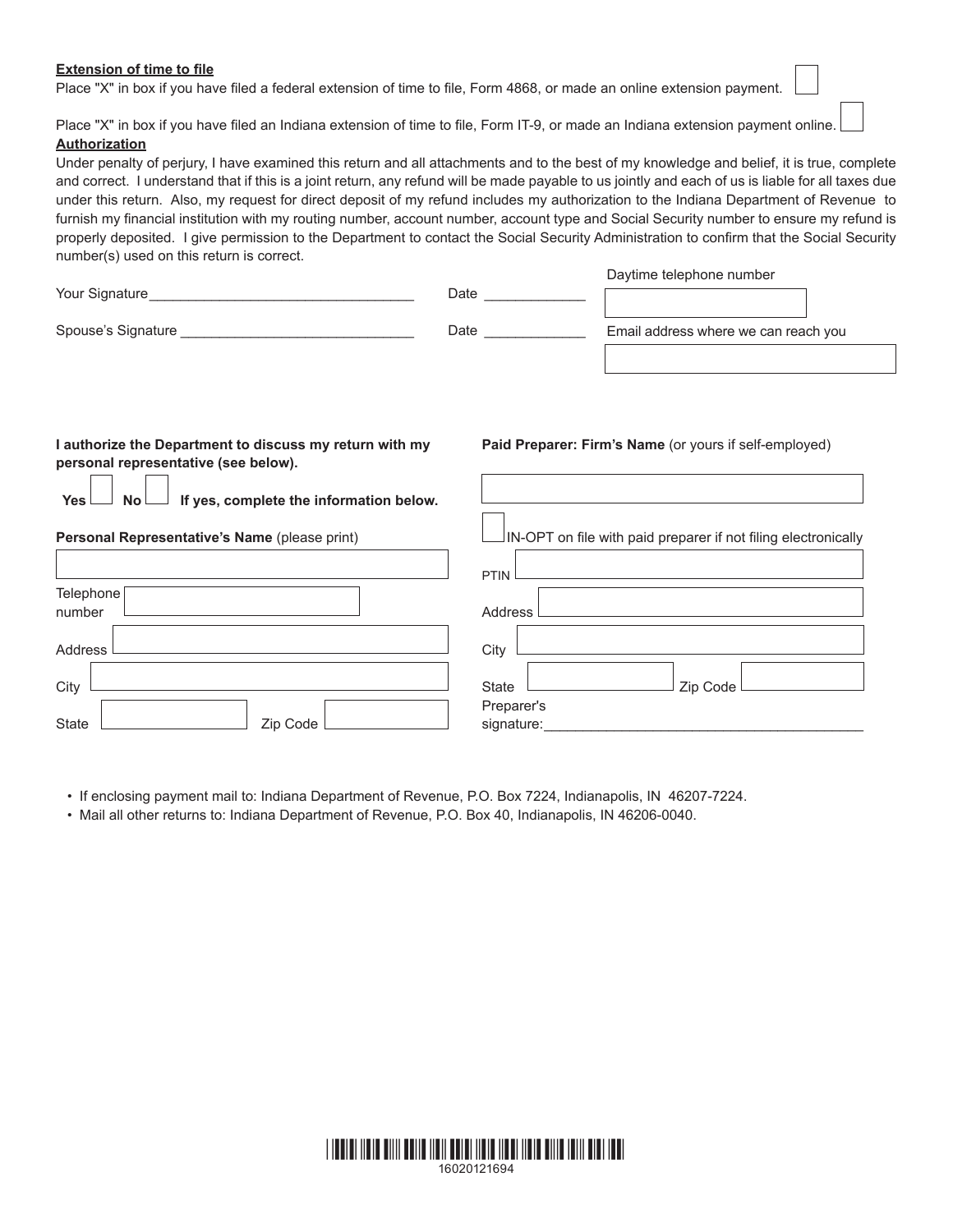**Extension of time to file**

Place "X" in box if you have filed a federal extension of time to file, Form 4868, or made an online extension payment. ☐

Place "X" in box if you have filed an Indiana extension of time to file, Form IT-9, or made an Indiana extension payment online. ☐

**Authorization**

Under penalty of perjury, I have examined this return and all attachments and to the best of my knowledge and belief, it is true, complete and correct. I understand that if this is a joint return, any refund will be made payable to us jointly and each of us is liable for all taxes due under this return. Also, my request for direct deposit of my refund includes my authorization to the Indiana Department of Revenue to furnish my financial institution with my routing number, account number, account type and Social Security number to ensure my refund is properly deposited. I give permission to the Department to contact the Social Security Administration to confirm that the Social Security number(s) used on this return is correct.

Your Signature__________________________________ Date _____________

Daytime telephone number ☐

Spouse's Signature ______________________________ Date _____________

Email address where we can reach you ☐

**I authorize the Department to discuss my return with my personal representative (see below).**

**Yes** ☐ **No** ☐ **If yes, complete the information below.**

**Personal Representative's Name** (please print) ☐

Telephone number ☐

Address ☐

City ☐

State ☐ Zip Code ☐

**Paid Preparer: Firm's Name** (or yours if self-employed) ☐

☐ IN-OPT on file with paid preparer if not filing electronically

PTIN ☐

Address ☐

City ☐

State ☐ Zip Code ☐

Preparer's signature:__________________________________________

- If enclosing payment mail to: Indiana Department of Revenue, P.O. Box 7224, Indianapolis, IN 46207-7224.
- Mail all other returns to: Indiana Department of Revenue, P.O. Box 40, Indianapolis, IN 46206-0040.

16020121694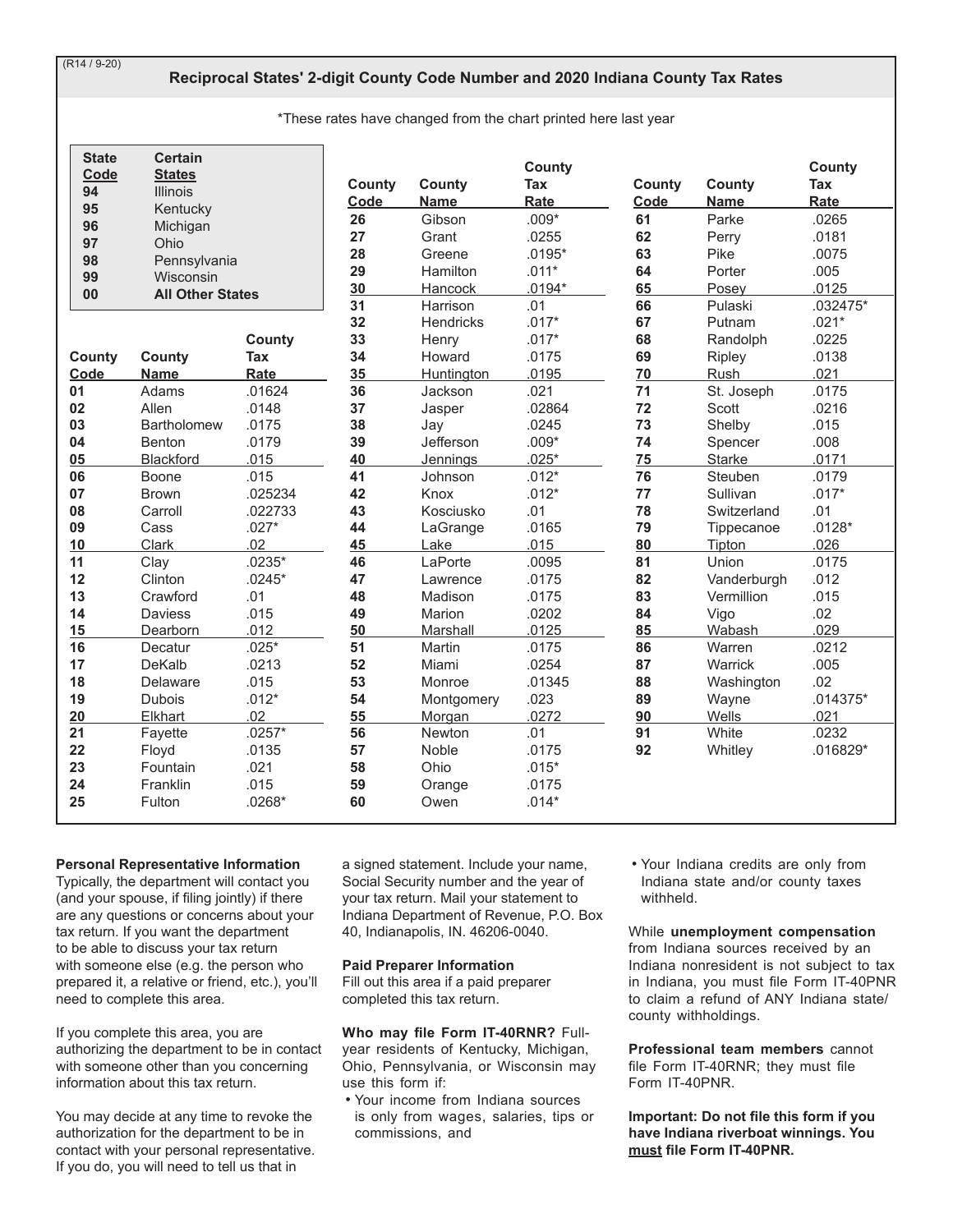(R14 / 9-20)

## Reciprocal States' 2-digit County Code Number and 2020 Indiana County Tax Rates

*These rates have changed from the chart printed here last year

| State Code | Certain States |
|---|---|
| 94 | Illinois |
| 95 | Kentucky |
| 96 | Michigan |
| 97 | Ohio |
| 98 | Pennsylvania |
| 99 | Wisconsin |
| 00 | **All Other States** |

| County Code | County Name | County Tax Rate |
|---|---|---|
| 01 | Adams | .01624 |
| 02 | Allen | .0148 |
| 03 | Bartholomew | .0175 |
| 04 | Benton | .0179 |
| 05 | Blackford | .015 |
| 06 | Boone | .015 |
| 07 | Brown | .025234 |
| 08 | Carroll | .022733 |
| 09 | Cass | .027* |
| 10 | Clark | .02 |
| 11 | Clay | .0235* |
| 12 | Clinton | .0245* |
| 13 | Crawford | .01 |
| 14 | Daviess | .015 |
| 15 | Dearborn | .012 |
| 16 | Decatur | .025* |
| 17 | DeKalb | .0213 |
| 18 | Delaware | .015 |
| 19 | Dubois | .012* |
| 20 | Elkhart | .02 |
| 21 | Fayette | .0257* |
| 22 | Floyd | .0135 |
| 23 | Fountain | .021 |
| 24 | Franklin | .015 |
| 25 | Fulton | .0268* |
| 26 | Gibson | .009* |
| 27 | Grant | .0255 |
| 28 | Greene | .0195* |
| 29 | Hamilton | .011* |
| 30 | Hancock | .0194* |
| 31 | Harrison | .01 |
| 32 | Hendricks | .017* |
| 33 | Henry | .017* |
| 34 | Howard | .0175 |
| 35 | Huntington | .0195 |
| 36 | Jackson | .021 |
| 37 | Jasper | .02864 |
| 38 | Jay | .0245 |
| 39 | Jefferson | .009* |
| 40 | Jennings | .025* |
| 41 | Johnson | .012* |
| 42 | Knox | .012* |
| 43 | Kosciusko | .01 |
| 44 | LaGrange | .0165 |
| 45 | Lake | .015 |
| 46 | LaPorte | .0095 |
| 47 | Lawrence | .0175 |
| 48 | Madison | .0175 |
| 49 | Marion | .0202 |
| 50 | Marshall | .0125 |
| 51 | Martin | .0175 |
| 52 | Miami | .0254 |
| 53 | Monroe | .01345 |
| 54 | Montgomery | .023 |
| 55 | Morgan | .0272 |
| 56 | Newton | .01 |
| 57 | Noble | .0175 |
| 58 | Ohio | .015* |
| 59 | Orange | .0175 |
| 60 | Owen | .014* |
| 61 | Parke | .0265 |
| 62 | Perry | .0181 |
| 63 | Pike | .0075 |
| 64 | Porter | .005 |
| 65 | Posey | .0125 |
| 66 | Pulaski | .032475* |
| 67 | Putnam | .021* |
| 68 | Randolph | .0225 |
| 69 | Ripley | .0138 |
| 70 | Rush | .021 |
| 71 | St. Joseph | .0175 |
| 72 | Scott | .0216 |
| 73 | Shelby | .015 |
| 74 | Spencer | .008 |
| 75 | Starke | .0171 |
| 76 | Steuben | .0179 |
| 77 | Sullivan | .017* |
| 78 | Switzerland | .01 |
| 79 | Tippecanoe | .0128* |
| 80 | Tipton | .026 |
| 81 | Union | .0175 |
| 82 | Vanderburgh | .012 |
| 83 | Vermillion | .015 |
| 84 | Vigo | .02 |
| 85 | Wabash | .029 |
| 86 | Warren | .0212 |
| 87 | Warrick | .005 |
| 88 | Washington | .02 |
| 89 | Wayne | .014375* |
| 90 | Wells | .021 |
| 91 | White | .0232 |
| 92 | Whitley | .016829* |

**Personal Representative Information**

Typically, the department will contact you (and your spouse, if filing jointly) if there are any questions or concerns about your tax return. If you want the department to be able to discuss your tax return with someone else (e.g. the person who prepared it, a relative or friend, etc.), you'll need to complete this area.

If you complete this area, you are authorizing the department to be in contact with someone other than you concerning information about this tax return.

You may decide at any time to revoke the authorization for the department to be in contact with your personal representative. If you do, you will need to tell us that in a signed statement. Include your name, Social Security number and the year of your tax return. Mail your statement to Indiana Department of Revenue, P.O. Box 40, Indianapolis, IN. 46206-0040.

**Paid Preparer Information**

Fill out this area if a paid preparer completed this tax return.

**Who may file Form IT-40RNR?** Full-year residents of Kentucky, Michigan, Ohio, Pennsylvania, or Wisconsin may use this form if:

- Your income from Indiana sources is only from wages, salaries, tips or commissions, and
- Your Indiana credits are only from Indiana state and/or county taxes withheld.

While **unemployment compensation** from Indiana sources received by an Indiana nonresident is not subject to tax in Indiana, you must file Form IT-40PNR to claim a refund of ANY Indiana state/county withholdings.

**Professional team members** cannot file Form IT-40RNR; they must file Form IT-40PNR.

**Important: Do not file this form if you have Indiana riverboat winnings. You must file Form IT-40PNR.**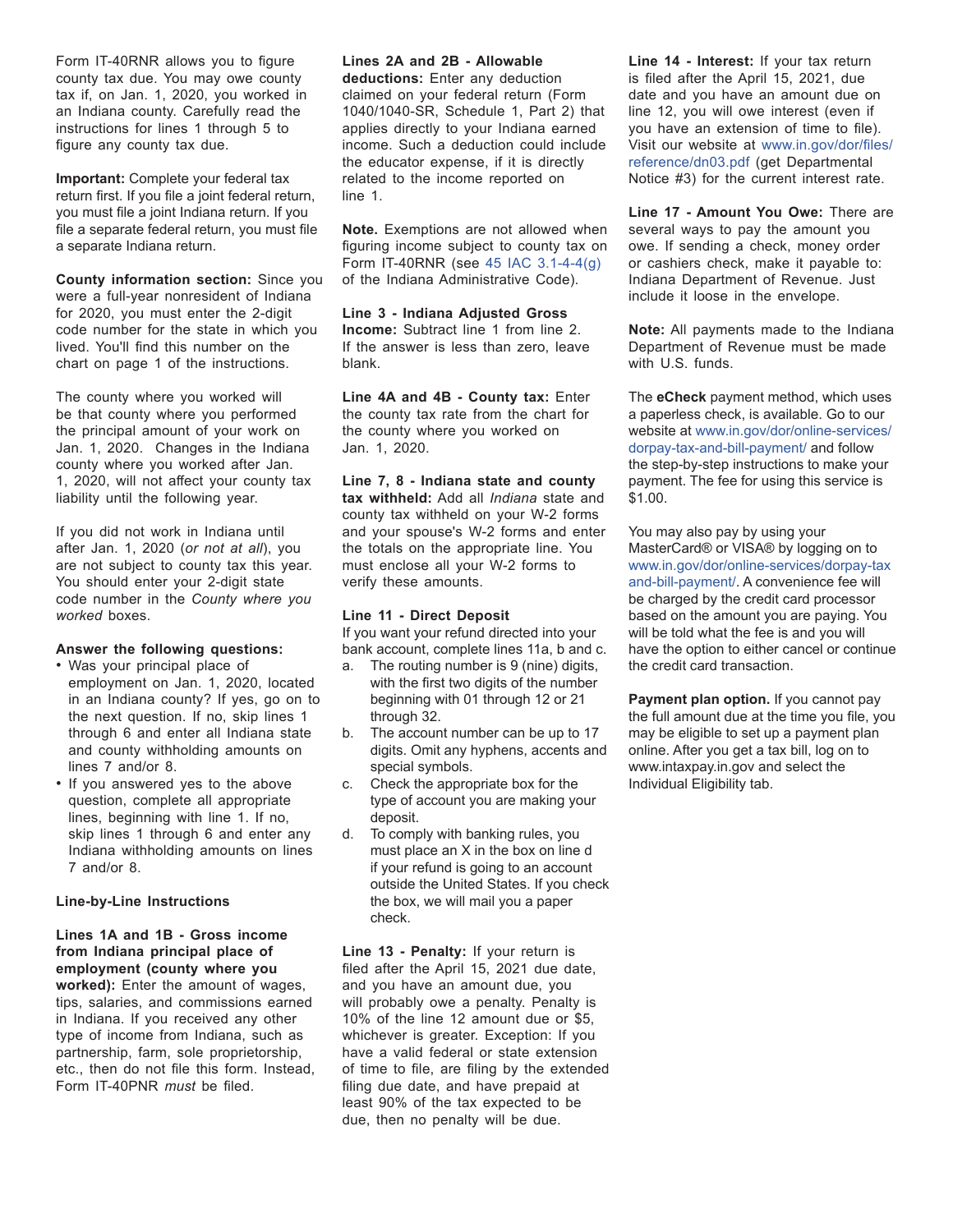Form IT-40RNR allows you to figure county tax due. You may owe county tax if, on Jan. 1, 2020, you worked in an Indiana county. Carefully read the instructions for lines 1 through 5 to figure any county tax due.

**Important:** Complete your federal tax return first. If you file a joint federal return, you must file a joint Indiana return. If you file a separate federal return, you must file a separate Indiana return.

**County information section:** Since you were a full-year nonresident of Indiana for 2020, you must enter the 2-digit code number for the state in which you lived. You'll find this number on the chart on page 1 of the instructions.

The county where you worked will be that county where you performed the principal amount of your work on Jan. 1, 2020. Changes in the Indiana county where you worked after Jan. 1, 2020, will not affect your county tax liability until the following year.

If you did not work in Indiana until after Jan. 1, 2020 (*or not at all*), you are not subject to county tax this year. You should enter your 2-digit state code number in the *County where you worked* boxes.

**Answer the following questions:**

- Was your principal place of employment on Jan. 1, 2020, located in an Indiana county? If yes, go on to the next question. If no, skip lines 1 through 6 and enter all Indiana state and county withholding amounts on lines 7 and/or 8.
- If you answered yes to the above question, complete all appropriate lines, beginning with line 1. If no, skip lines 1 through 6 and enter any Indiana withholding amounts on lines 7 and/or 8.

**Line-by-Line Instructions**

**Lines 1A and 1B - Gross income from Indiana principal place of employment (county where you worked):** Enter the amount of wages, tips, salaries, and commissions earned in Indiana. If you received any other type of income from Indiana, such as partnership, farm, sole proprietorship, etc., then do not file this form. Instead, Form IT-40PNR *must* be filed.

**Lines 2A and 2B - Allowable deductions:** Enter any deduction claimed on your federal return (Form 1040/1040-SR, Schedule 1, Part 2) that applies directly to your Indiana earned income. Such a deduction could include the educator expense, if it is directly related to the income reported on line 1.

**Note.** Exemptions are not allowed when figuring income subject to county tax on Form IT-40RNR (see 45 IAC 3.1-4-4(g) of the Indiana Administrative Code).

**Line 3 - Indiana Adjusted Gross Income:** Subtract line 1 from line 2. If the answer is less than zero, leave blank.

**Line 4A and 4B - County tax:** Enter the county tax rate from the chart for the county where you worked on Jan. 1, 2020.

**Line 7, 8 - Indiana state and county tax withheld:** Add all *Indiana* state and county tax withheld on your W-2 forms and your spouse's W-2 forms and enter the totals on the appropriate line. You must enclose all your W-2 forms to verify these amounts.

**Line 11 - Direct Deposit**

If you want your refund directed into your bank account, complete lines 11a, b and c.

a. The routing number is 9 (nine) digits, with the first two digits of the number beginning with 01 through 12 or 21 through 32.
b. The account number can be up to 17 digits. Omit any hyphens, accents and special symbols.
c. Check the appropriate box for the type of account you are making your deposit.
d. To comply with banking rules, you must place an X in the box on line d if your refund is going to an account outside the United States. If you check the box, we will mail you a paper check.

**Line 13 - Penalty:** If your return is filed after the April 15, 2021 due date, and you have an amount due, you will probably owe a penalty. Penalty is 10% of the line 12 amount due or $5, whichever is greater. Exception: If you have a valid federal or state extension of time to file, are filing by the extended filing due date, and have prepaid at least 90% of the tax expected to be due, then no penalty will be due.

**Line 14 - Interest:** If your tax return is filed after the April 15, 2021, due date and you have an amount due on line 12, you will owe interest (even if you have an extension of time to file). Visit our website at www.in.gov/dor/files/reference/dn03.pdf (get Departmental Notice #3) for the current interest rate.

**Line 17 - Amount You Owe:** There are several ways to pay the amount you owe. If sending a check, money order or cashiers check, make it payable to: Indiana Department of Revenue. Just include it loose in the envelope.

**Note:** All payments made to the Indiana Department of Revenue must be made with U.S. funds.

The **eCheck** payment method, which uses a paperless check, is available. Go to our website at www.in.gov/dor/online-services/dorpay-tax-and-bill-payment/ and follow the step-by-step instructions to make your payment. The fee for using this service is $1.00.

You may also pay by using your MasterCard® or VISA® by logging on to www.in.gov/dor/online-services/dorpay-tax and-bill-payment/. A convenience fee will be charged by the credit card processor based on the amount you are paying. You will be told what the fee is and you will have the option to either cancel or continue the credit card transaction.

**Payment plan option.** If you cannot pay the full amount due at the time you file, you may be eligible to set up a payment plan online. After you get a tax bill, log on to www.intaxpay.in.gov and select the Individual Eligibility tab.